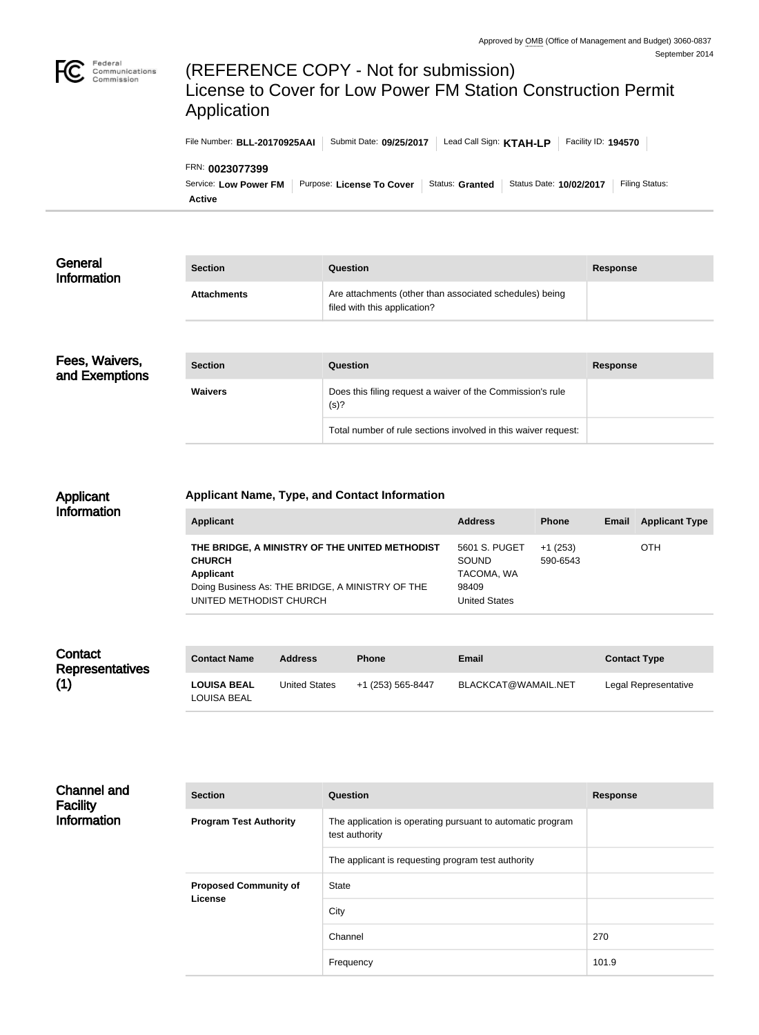Approved by OMB (Office of Management and Budget) 3060-0837
September 2014

# (REFERENCE COPY - Not for submission) License to Cover for Low Power FM Station Construction Permit Application

File Number: **BLL-20170925AAI** | Submit Date: **09/25/2017** | Lead Call Sign: **KTAH-LP** | Facility ID: **194570**

FRN: **0023077399**

Service: **Low Power FM** | Purpose: **License To Cover** | Status: **Granted** | Status Date: **10/02/2017** | Filing Status: **Active**

## General Information

| Section | Question | Response |
| --- | --- | --- |
| **Attachments** | Are attachments (other than associated schedules) being filed with this application? | |

## Fees, Waivers, and Exemptions

| Section | Question | Response |
| --- | --- | --- |
| **Waivers** | Does this filing request a waiver of the Commission's rule (s)? | |
| | Total number of rule sections involved in this waiver request: | |

## Applicant Information

### Applicant Name, Type, and Contact Information

| Applicant | Address | Phone | Email | Applicant Type |
| --- | --- | --- | --- | --- |
| **THE BRIDGE, A MINISTRY OF THE UNITED METHODIST CHURCH** **Applicant** Doing Business As: THE BRIDGE, A MINISTRY OF THE UNITED METHODIST CHURCH | 5601 S. PUGET SOUND TACOMA, WA 98409 United States | +1 (253) 590-6543 | | OTH |

## Contact Representatives (1)

| Contact Name | Address | Phone | Email | Contact Type |
| --- | --- | --- | --- | --- |
| **LOUISA BEAL** LOUISA BEAL | United States | +1 (253) 565-8447 | BLACKCAT@WAMAIL.NET | Legal Representative |

## Channel and Facility Information

| Section | Question | Response |
| --- | --- | --- |
| **Program Test Authority** | The application is operating pursuant to automatic program test authority | |
| | The applicant is requesting program test authority | |
| **Proposed Community of License** | State | |
| | City | |
| | Channel | 270 |
| | Frequency | 101.9 |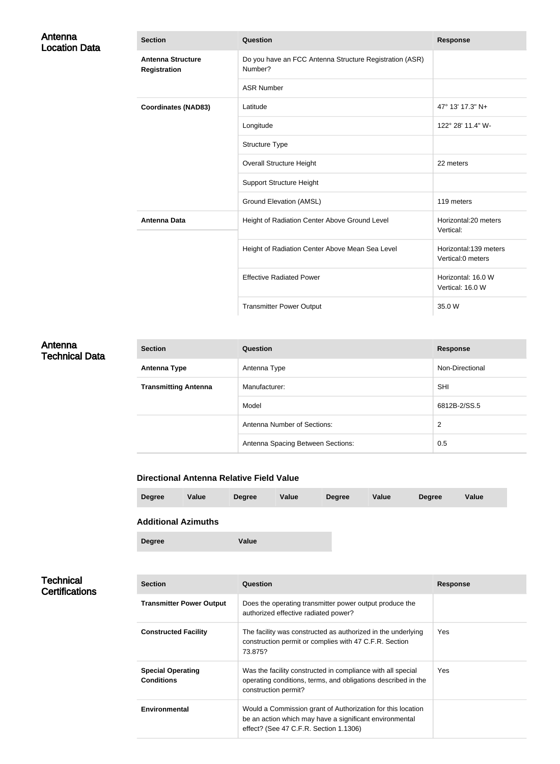## Antenna Location Data

| Section | Question | Response |
| --- | --- | --- |
| **Antenna Structure Registration** | Do you have an FCC Antenna Structure Registration (ASR) Number? | |
| | ASR Number | |
| **Coordinates (NAD83)** | Latitude | 47° 13' 17.3" N+ |
| | Longitude | 122° 28' 11.4" W- |
| | Structure Type | |
| | Overall Structure Height | 22 meters |
| | Support Structure Height | |
| | Ground Elevation (AMSL) | 119 meters |
| **Antenna Data** | Height of Radiation Center Above Ground Level | Horizontal:20 meters Vertical: |
| | Height of Radiation Center Above Mean Sea Level | Horizontal:139 meters Vertical:0 meters |
| | Effective Radiated Power | Horizontal: 16.0 W Vertical: 16.0 W |
| | Transmitter Power Output | 35.0 W |

## Antenna Technical Data

| Section | Question | Response |
| --- | --- | --- |
| **Antenna Type** | Antenna Type | Non-Directional |
| **Transmitting Antenna** | Manufacturer: | SHI |
| | Model | 6812B-2/SS.5 |
| | Antenna Number of Sections: | 2 |
| | Antenna Spacing Between Sections: | 0.5 |

### Directional Antenna Relative Field Value

| Degree | Value | Degree | Value | Degree | Value | Degree | Value |
| --- | --- | --- | --- | --- | --- | --- | --- |

### Additional Azimuths

| Degree | Value |
| --- | --- |

## Technical Certifications

| Section | Question | Response |
| --- | --- | --- |
| **Transmitter Power Output** | Does the operating transmitter power output produce the authorized effective radiated power? | |
| **Constructed Facility** | The facility was constructed as authorized in the underlying construction permit or complies with 47 C.F.R. Section 73.875? | Yes |
| **Special Operating Conditions** | Was the facility constructed in compliance with all special operating conditions, terms, and obligations described in the construction permit? | Yes |
| **Environmental** | Would a Commission grant of Authorization for this location be an action which may have a significant environmental effect? (See 47 C.F.R. Section 1.1306) | |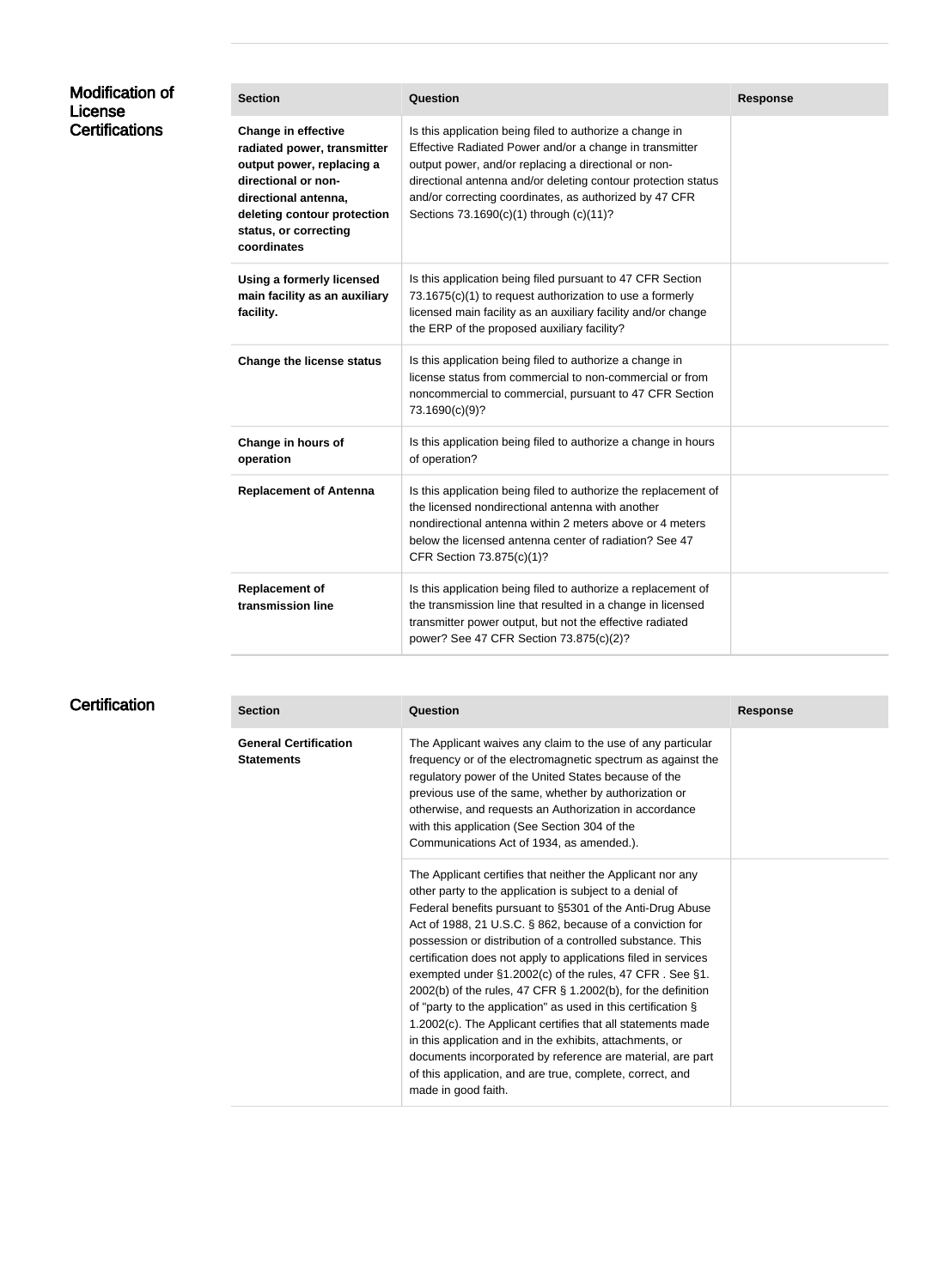## Modification of License Certifications

| Section | Question | Response |
| --- | --- | --- |
| **Change in effective radiated power, transmitter output power, replacing a directional or non-directional antenna, deleting contour protection status, or correcting coordinates** | Is this application being filed to authorize a change in Effective Radiated Power and/or a change in transmitter output power, and/or replacing a directional or non-directional antenna and/or deleting contour protection status and/or correcting coordinates, as authorized by 47 CFR Sections 73.1690(c)(1) through (c)(11)? | |
| **Using a formerly licensed main facility as an auxiliary facility.** | Is this application being filed pursuant to 47 CFR Section 73.1675(c)(1) to request authorization to use a formerly licensed main facility as an auxiliary facility and/or change the ERP of the proposed auxiliary facility? | |
| **Change the license status** | Is this application being filed to authorize a change in license status from commercial to non-commercial or from noncommercial to commercial, pursuant to 47 CFR Section 73.1690(c)(9)? | |
| **Change in hours of operation** | Is this application being filed to authorize a change in hours of operation? | |
| **Replacement of Antenna** | Is this application being filed to authorize the replacement of the licensed nondirectional antenna with another nondirectional antenna within 2 meters above or 4 meters below the licensed antenna center of radiation? See 47 CFR Section 73.875(c)(1)? | |
| **Replacement of transmission line** | Is this application being filed to authorize a replacement of the transmission line that resulted in a change in licensed transmitter power output, but not the effective radiated power? See 47 CFR Section 73.875(c)(2)? | |

## Certification

| Section | Question | Response |
| --- | --- | --- |
| **General Certification Statements** | The Applicant waives any claim to the use of any particular frequency or of the electromagnetic spectrum as against the regulatory power of the United States because of the previous use of the same, whether by authorization or otherwise, and requests an Authorization in accordance with this application (See Section 304 of the Communications Act of 1934, as amended.). | |
| | The Applicant certifies that neither the Applicant nor any other party to the application is subject to a denial of Federal benefits pursuant to §5301 of the Anti-Drug Abuse Act of 1988, 21 U.S.C. § 862, because of a conviction for possession or distribution of a controlled substance. This certification does not apply to applications filed in services exempted under §1.2002(c) of the rules, 47 CFR . See §1.2002(b) of the rules, 47 CFR § 1.2002(b), for the definition of "party to the application" as used in this certification § 1.2002(c). The Applicant certifies that all statements made in this application and in the exhibits, attachments, or documents incorporated by reference are material, are part of this application, and are true, complete, correct, and made in good faith. | |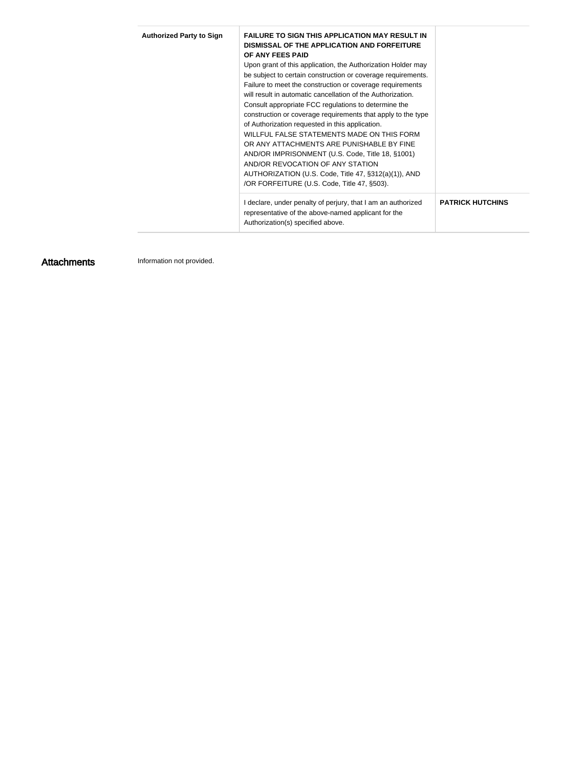| | | |
|---|---|---|
| **Authorized Party to Sign** | **FAILURE TO SIGN THIS APPLICATION MAY RESULT IN DISMISSAL OF THE APPLICATION AND FORFEITURE OF ANY FEES PAID**<br>Upon grant of this application, the Authorization Holder may be subject to certain construction or coverage requirements. Failure to meet the construction or coverage requirements will result in automatic cancellation of the Authorization. Consult appropriate FCC regulations to determine the construction or coverage requirements that apply to the type of Authorization requested in this application.<br>WILLFUL FALSE STATEMENTS MADE ON THIS FORM OR ANY ATTACHMENTS ARE PUNISHABLE BY FINE AND/OR IMPRISONMENT (U.S. Code, Title 18, §1001) AND/OR REVOCATION OF ANY STATION AUTHORIZATION (U.S. Code, Title 47, §312(a)(1)), AND /OR FORFEITURE (U.S. Code, Title 47, §503). | |
| | I declare, under penalty of perjury, that I am an authorized representative of the above-named applicant for the Authorization(s) specified above. | **PATRICK HUTCHINS** |

## Attachments

Information not provided.